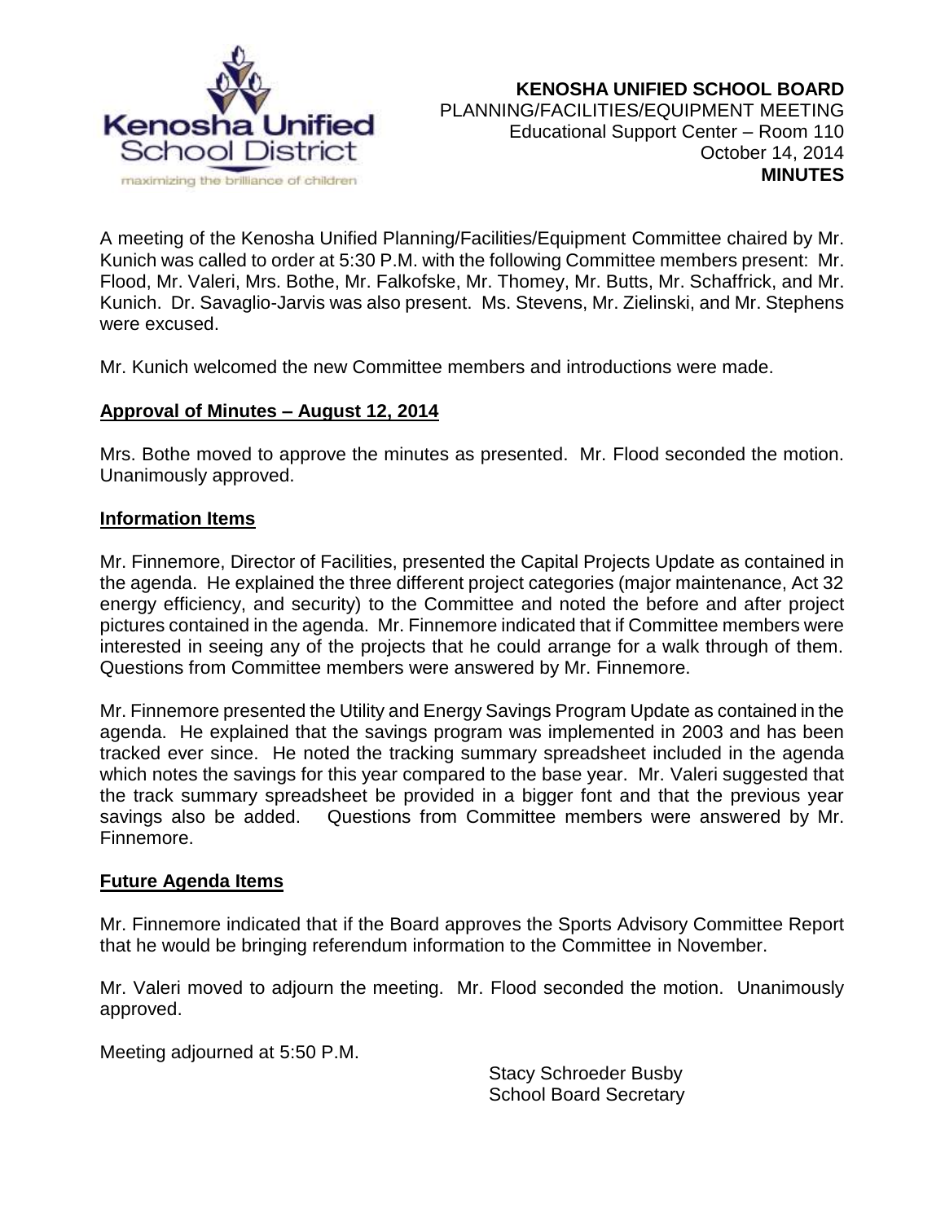**KENOSHA UNIFIED SCHOOL BOARD**
PLANNING/FACILITIES/EQUIPMENT MEETING
Educational Support Center – Room 110
October 14, 2014
**MINUTES**

A meeting of the Kenosha Unified Planning/Facilities/Equipment Committee chaired by Mr. Kunich was called to order at 5:30 P.M. with the following Committee members present: Mr. Flood, Mr. Valeri, Mrs. Bothe, Mr. Falkofske, Mr. Thomey, Mr. Butts, Mr. Schaffrick, and Mr. Kunich. Dr. Savaglio-Jarvis was also present. Ms. Stevens, Mr. Zielinski, and Mr. Stephens were excused.

Mr. Kunich welcomed the new Committee members and introductions were made.

**Approval of Minutes – August 12, 2014**

Mrs. Bothe moved to approve the minutes as presented. Mr. Flood seconded the motion. Unanimously approved.

**Information Items**

Mr. Finnemore, Director of Facilities, presented the Capital Projects Update as contained in the agenda. He explained the three different project categories (major maintenance, Act 32 energy efficiency, and security) to the Committee and noted the before and after project pictures contained in the agenda. Mr. Finnemore indicated that if Committee members were interested in seeing any of the projects that he could arrange for a walk through of them. Questions from Committee members were answered by Mr. Finnemore.

Mr. Finnemore presented the Utility and Energy Savings Program Update as contained in the agenda. He explained that the savings program was implemented in 2003 and has been tracked ever since. He noted the tracking summary spreadsheet included in the agenda which notes the savings for this year compared to the base year. Mr. Valeri suggested that the track summary spreadsheet be provided in a bigger font and that the previous year savings also be added. Questions from Committee members were answered by Mr. Finnemore.

**Future Agenda Items**

Mr. Finnemore indicated that if the Board approves the Sports Advisory Committee Report that he would be bringing referendum information to the Committee in November.

Mr. Valeri moved to adjourn the meeting. Mr. Flood seconded the motion. Unanimously approved.

Meeting adjourned at 5:50 P.M.

Stacy Schroeder Busby
School Board Secretary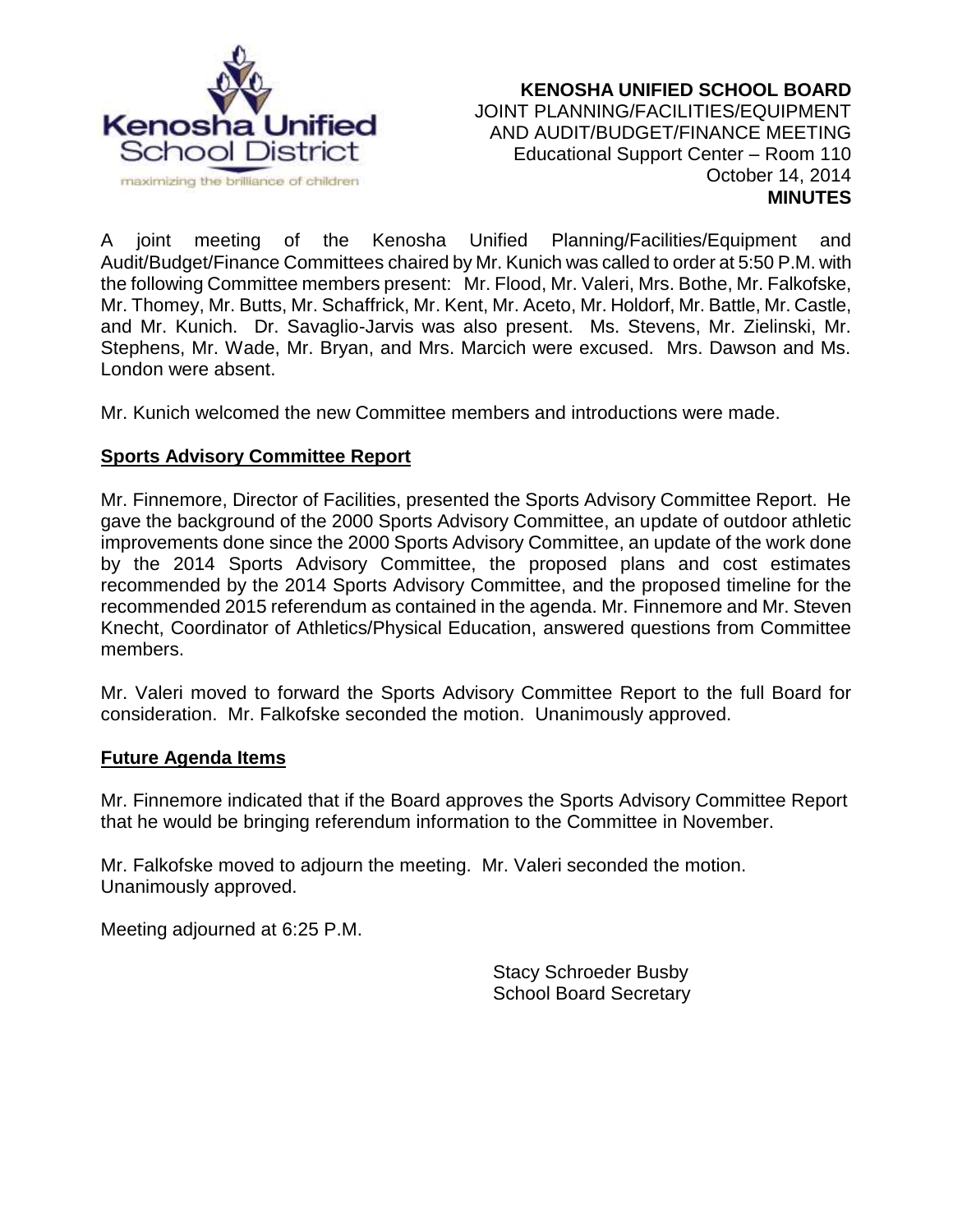**KENOSHA UNIFIED SCHOOL BOARD**
JOINT PLANNING/FACILITIES/EQUIPMENT
AND AUDIT/BUDGET/FINANCE MEETING
Educational Support Center – Room 110
October 14, 2014
**MINUTES**

A joint meeting of the Kenosha Unified Planning/Facilities/Equipment and Audit/Budget/Finance Committees chaired by Mr. Kunich was called to order at 5:50 P.M. with the following Committee members present: Mr. Flood, Mr. Valeri, Mrs. Bothe, Mr. Falkofske, Mr. Thomey, Mr. Butts, Mr. Schaffrick, Mr. Kent, Mr. Aceto, Mr. Holdorf, Mr. Battle, Mr. Castle, and Mr. Kunich. Dr. Savaglio-Jarvis was also present. Ms. Stevens, Mr. Zielinski, Mr. Stephens, Mr. Wade, Mr. Bryan, and Mrs. Marcich were excused. Mrs. Dawson and Ms. London were absent.

Mr. Kunich welcomed the new Committee members and introductions were made.

**Sports Advisory Committee Report**

Mr. Finnemore, Director of Facilities, presented the Sports Advisory Committee Report. He gave the background of the 2000 Sports Advisory Committee, an update of outdoor athletic improvements done since the 2000 Sports Advisory Committee, an update of the work done by the 2014 Sports Advisory Committee, the proposed plans and cost estimates recommended by the 2014 Sports Advisory Committee, and the proposed timeline for the recommended 2015 referendum as contained in the agenda. Mr. Finnemore and Mr. Steven Knecht, Coordinator of Athletics/Physical Education, answered questions from Committee members.

Mr. Valeri moved to forward the Sports Advisory Committee Report to the full Board for consideration. Mr. Falkofske seconded the motion. Unanimously approved.

**Future Agenda Items**

Mr. Finnemore indicated that if the Board approves the Sports Advisory Committee Report that he would be bringing referendum information to the Committee in November.

Mr. Falkofske moved to adjourn the meeting. Mr. Valeri seconded the motion. Unanimously approved.

Meeting adjourned at 6:25 P.M.

Stacy Schroeder Busby
School Board Secretary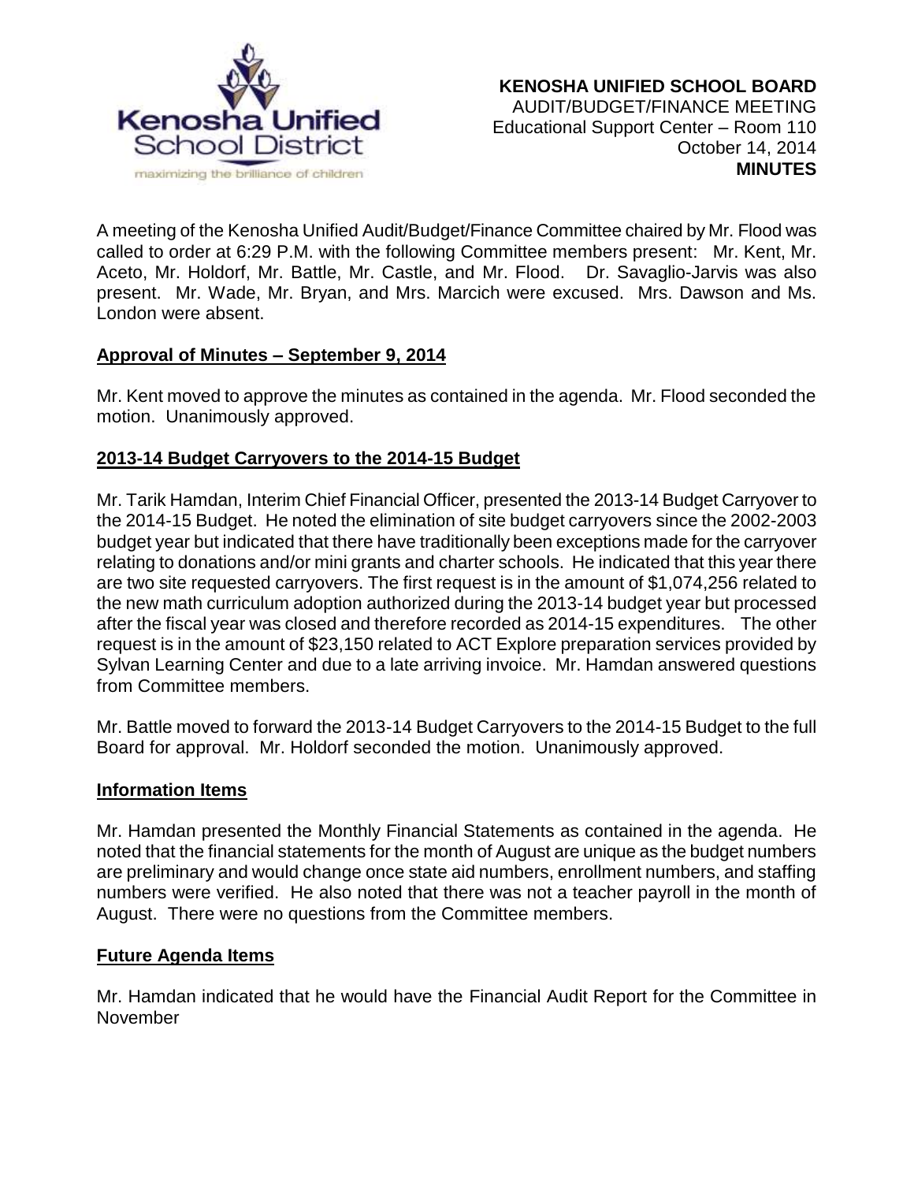**KENOSHA UNIFIED SCHOOL BOARD**
AUDIT/BUDGET/FINANCE MEETING
Educational Support Center – Room 110
October 14, 2014
**MINUTES**

A meeting of the Kenosha Unified Audit/Budget/Finance Committee chaired by Mr. Flood was called to order at 6:29 P.M. with the following Committee members present: Mr. Kent, Mr. Aceto, Mr. Holdorf, Mr. Battle, Mr. Castle, and Mr. Flood. Dr. Savaglio-Jarvis was also present. Mr. Wade, Mr. Bryan, and Mrs. Marcich were excused. Mrs. Dawson and Ms. London were absent.

**Approval of Minutes – September 9, 2014**

Mr. Kent moved to approve the minutes as contained in the agenda. Mr. Flood seconded the motion. Unanimously approved.

**2013-14 Budget Carryovers to the 2014-15 Budget**

Mr. Tarik Hamdan, Interim Chief Financial Officer, presented the 2013-14 Budget Carryover to the 2014-15 Budget. He noted the elimination of site budget carryovers since the 2002-2003 budget year but indicated that there have traditionally been exceptions made for the carryover relating to donations and/or mini grants and charter schools. He indicated that this year there are two site requested carryovers. The first request is in the amount of $1,074,256 related to the new math curriculum adoption authorized during the 2013-14 budget year but processed after the fiscal year was closed and therefore recorded as 2014-15 expenditures. The other request is in the amount of $23,150 related to ACT Explore preparation services provided by Sylvan Learning Center and due to a late arriving invoice. Mr. Hamdan answered questions from Committee members.

Mr. Battle moved to forward the 2013-14 Budget Carryovers to the 2014-15 Budget to the full Board for approval. Mr. Holdorf seconded the motion. Unanimously approved.

**Information Items**

Mr. Hamdan presented the Monthly Financial Statements as contained in the agenda. He noted that the financial statements for the month of August are unique as the budget numbers are preliminary and would change once state aid numbers, enrollment numbers, and staffing numbers were verified. He also noted that there was not a teacher payroll in the month of August. There were no questions from the Committee members.

**Future Agenda Items**

Mr. Hamdan indicated that he would have the Financial Audit Report for the Committee in November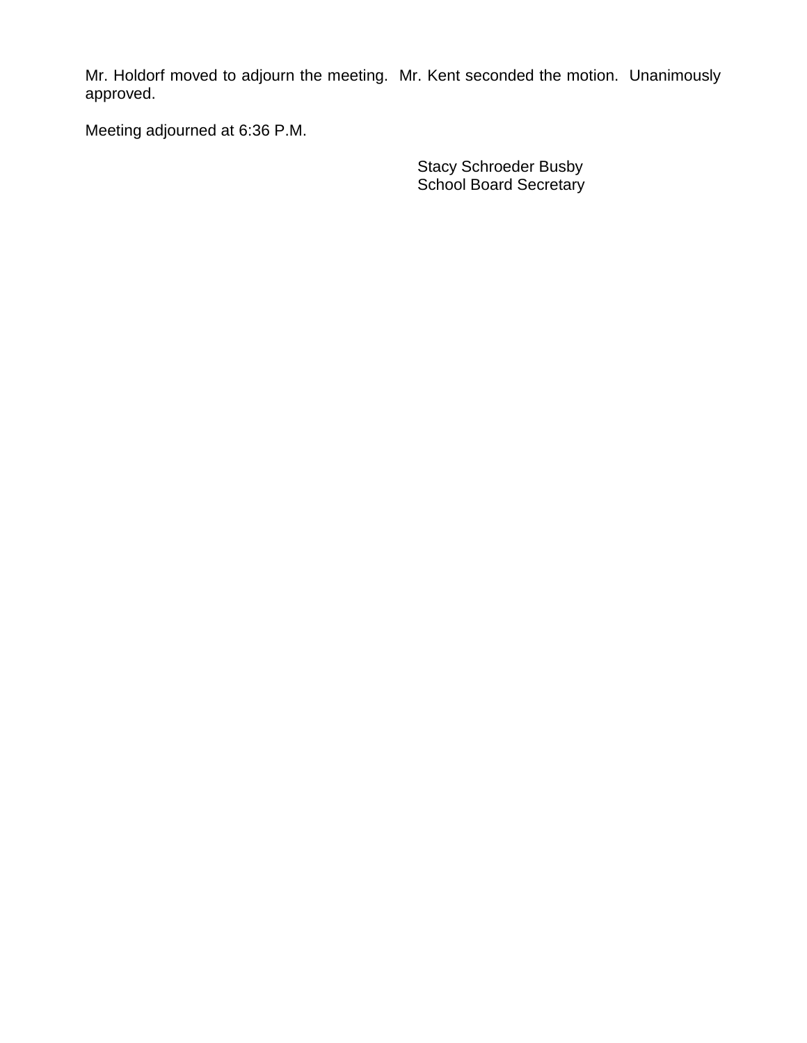Mr. Holdorf moved to adjourn the meeting. Mr. Kent seconded the motion. Unanimously approved.

Meeting adjourned at 6:36 P.M.

Stacy Schroeder Busby
School Board Secretary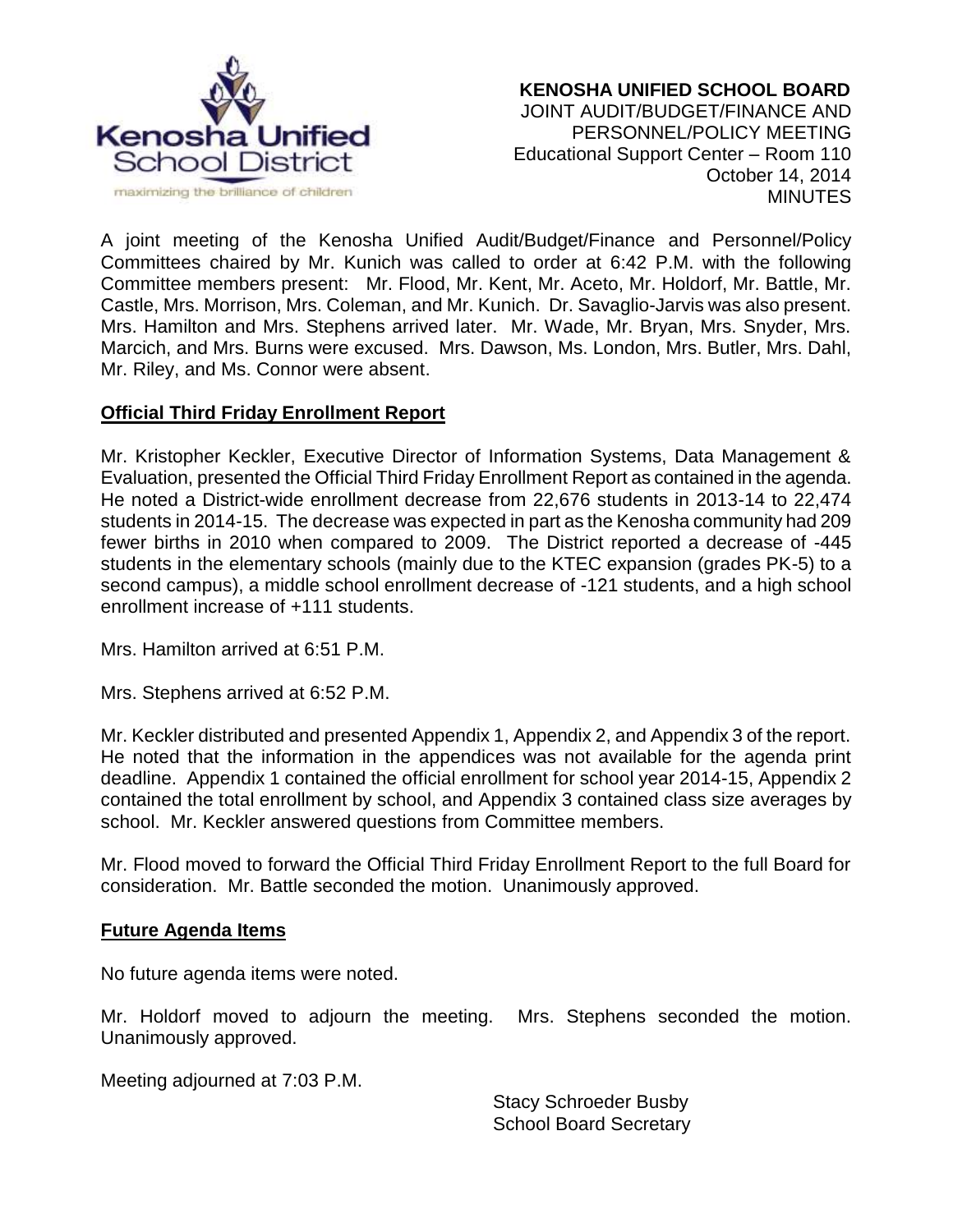**KENOSHA UNIFIED SCHOOL BOARD**
JOINT AUDIT/BUDGET/FINANCE AND PERSONNEL/POLICY MEETING
Educational Support Center – Room 110
October 14, 2014
MINUTES

A joint meeting of the Kenosha Unified Audit/Budget/Finance and Personnel/Policy Committees chaired by Mr. Kunich was called to order at 6:42 P.M. with the following Committee members present: Mr. Flood, Mr. Kent, Mr. Aceto, Mr. Holdorf, Mr. Battle, Mr. Castle, Mrs. Morrison, Mrs. Coleman, and Mr. Kunich. Dr. Savaglio-Jarvis was also present. Mrs. Hamilton and Mrs. Stephens arrived later. Mr. Wade, Mr. Bryan, Mrs. Snyder, Mrs. Marcich, and Mrs. Burns were excused. Mrs. Dawson, Ms. London, Mrs. Butler, Mrs. Dahl, Mr. Riley, and Ms. Connor were absent.

**Official Third Friday Enrollment Report**

Mr. Kristopher Keckler, Executive Director of Information Systems, Data Management & Evaluation, presented the Official Third Friday Enrollment Report as contained in the agenda. He noted a District-wide enrollment decrease from 22,676 students in 2013-14 to 22,474 students in 2014-15. The decrease was expected in part as the Kenosha community had 209 fewer births in 2010 when compared to 2009. The District reported a decrease of -445 students in the elementary schools (mainly due to the KTEC expansion (grades PK-5) to a second campus), a middle school enrollment decrease of -121 students, and a high school enrollment increase of +111 students.

Mrs. Hamilton arrived at 6:51 P.M.

Mrs. Stephens arrived at 6:52 P.M.

Mr. Keckler distributed and presented Appendix 1, Appendix 2, and Appendix 3 of the report. He noted that the information in the appendices was not available for the agenda print deadline. Appendix 1 contained the official enrollment for school year 2014-15, Appendix 2 contained the total enrollment by school, and Appendix 3 contained class size averages by school. Mr. Keckler answered questions from Committee members.

Mr. Flood moved to forward the Official Third Friday Enrollment Report to the full Board for consideration. Mr. Battle seconded the motion. Unanimously approved.

**Future Agenda Items**

No future agenda items were noted.

Mr. Holdorf moved to adjourn the meeting. Mrs. Stephens seconded the motion. Unanimously approved.

Meeting adjourned at 7:03 P.M.

Stacy Schroeder Busby
School Board Secretary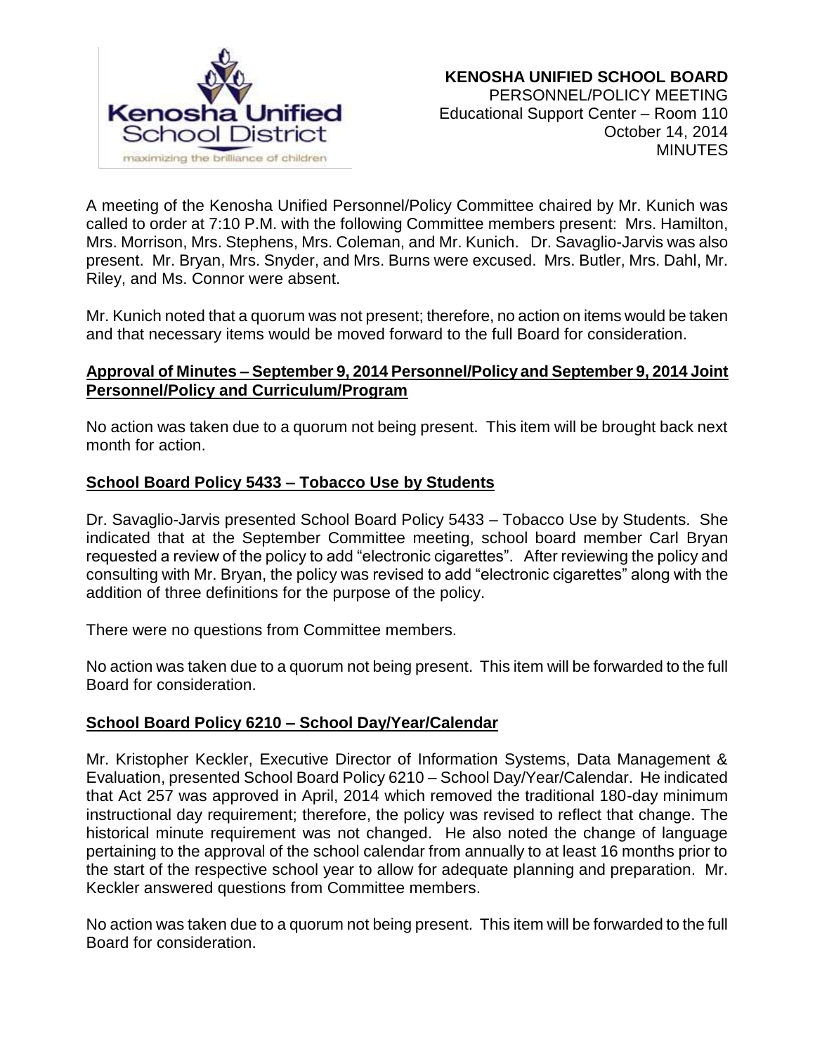**KENOSHA UNIFIED SCHOOL BOARD**
PERSONNEL/POLICY MEETING
Educational Support Center – Room 110
October 14, 2014
MINUTES

A meeting of the Kenosha Unified Personnel/Policy Committee chaired by Mr. Kunich was called to order at 7:10 P.M. with the following Committee members present: Mrs. Hamilton, Mrs. Morrison, Mrs. Stephens, Mrs. Coleman, and Mr. Kunich. Dr. Savaglio-Jarvis was also present. Mr. Bryan, Mrs. Snyder, and Mrs. Burns were excused. Mrs. Butler, Mrs. Dahl, Mr. Riley, and Ms. Connor were absent.

Mr. Kunich noted that a quorum was not present; therefore, no action on items would be taken and that necessary items would be moved forward to the full Board for consideration.

**Approval of Minutes – September 9, 2014 Personnel/Policy and September 9, 2014 Joint Personnel/Policy and Curriculum/Program**

No action was taken due to a quorum not being present. This item will be brought back next month for action.

**School Board Policy 5433 – Tobacco Use by Students**

Dr. Savaglio-Jarvis presented School Board Policy 5433 – Tobacco Use by Students. She indicated that at the September Committee meeting, school board member Carl Bryan requested a review of the policy to add "electronic cigarettes". After reviewing the policy and consulting with Mr. Bryan, the policy was revised to add "electronic cigarettes" along with the addition of three definitions for the purpose of the policy.

There were no questions from Committee members.

No action was taken due to a quorum not being present. This item will be forwarded to the full Board for consideration.

**School Board Policy 6210 – School Day/Year/Calendar**

Mr. Kristopher Keckler, Executive Director of Information Systems, Data Management & Evaluation, presented School Board Policy 6210 – School Day/Year/Calendar. He indicated that Act 257 was approved in April, 2014 which removed the traditional 180-day minimum instructional day requirement; therefore, the policy was revised to reflect that change. The historical minute requirement was not changed. He also noted the change of language pertaining to the approval of the school calendar from annually to at least 16 months prior to the start of the respective school year to allow for adequate planning and preparation. Mr. Keckler answered questions from Committee members.

No action was taken due to a quorum not being present. This item will be forwarded to the full Board for consideration.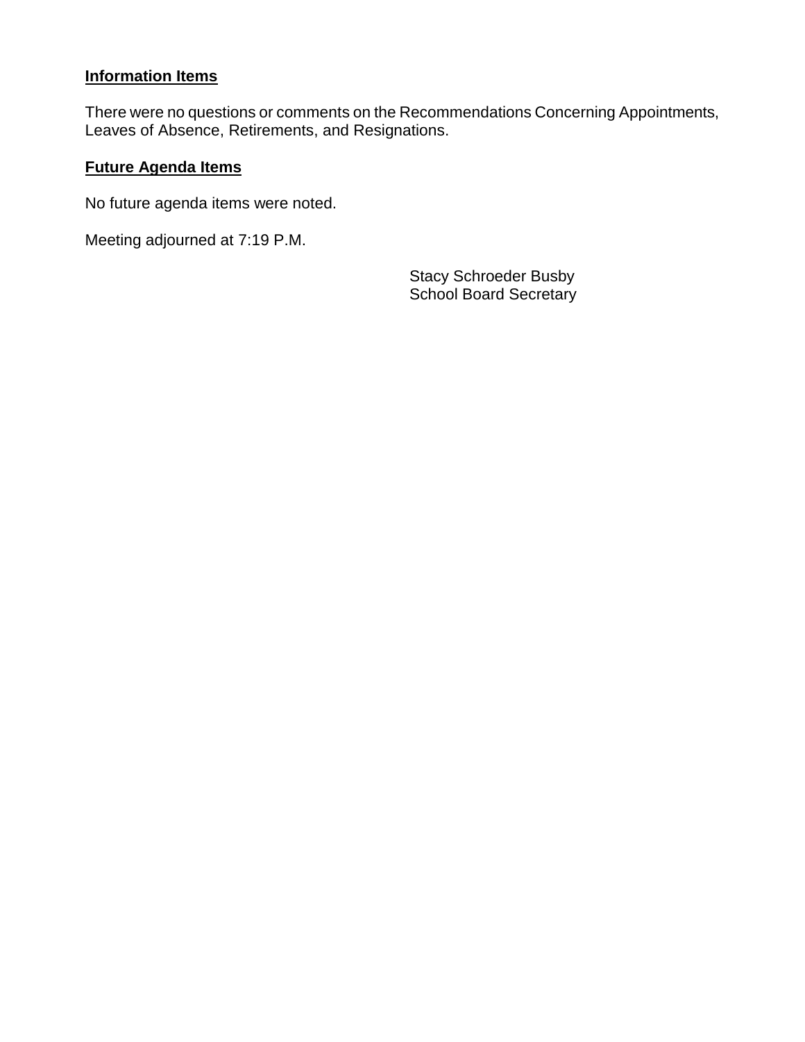**Information Items**

There were no questions or comments on the Recommendations Concerning Appointments, Leaves of Absence, Retirements, and Resignations.

**Future Agenda Items**

No future agenda items were noted.

Meeting adjourned at 7:19 P.M.

Stacy Schroeder Busby
School Board Secretary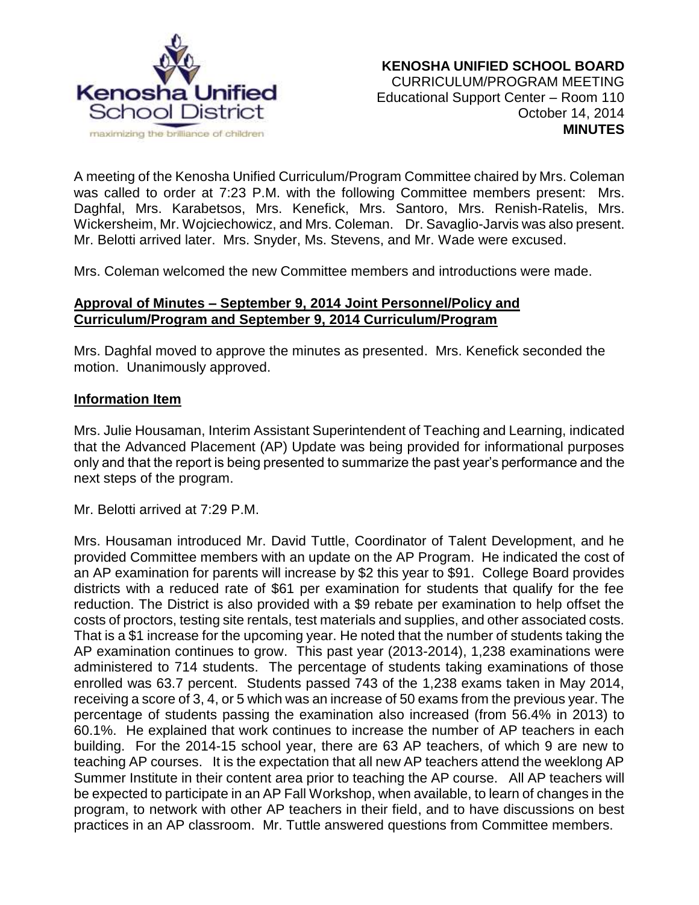**KENOSHA UNIFIED SCHOOL BOARD**
CURRICULUM/PROGRAM MEETING
Educational Support Center – Room 110
October 14, 2014
**MINUTES**

A meeting of the Kenosha Unified Curriculum/Program Committee chaired by Mrs. Coleman was called to order at 7:23 P.M. with the following Committee members present: Mrs. Daghfal, Mrs. Karabetsos, Mrs. Kenefick, Mrs. Santoro, Mrs. Renish-Ratelis, Mrs. Wickersheim, Mr. Wojciechowicz, and Mrs. Coleman. Dr. Savaglio-Jarvis was also present. Mr. Belotti arrived later. Mrs. Snyder, Ms. Stevens, and Mr. Wade were excused.

Mrs. Coleman welcomed the new Committee members and introductions were made.

**Approval of Minutes – September 9, 2014 Joint Personnel/Policy and Curriculum/Program and September 9, 2014 Curriculum/Program**

Mrs. Daghfal moved to approve the minutes as presented. Mrs. Kenefick seconded the motion. Unanimously approved.

**Information Item**

Mrs. Julie Housaman, Interim Assistant Superintendent of Teaching and Learning, indicated that the Advanced Placement (AP) Update was being provided for informational purposes only and that the report is being presented to summarize the past year's performance and the next steps of the program.

Mr. Belotti arrived at 7:29 P.M.

Mrs. Housaman introduced Mr. David Tuttle, Coordinator of Talent Development, and he provided Committee members with an update on the AP Program. He indicated the cost of an AP examination for parents will increase by $2 this year to $91. College Board provides districts with a reduced rate of $61 per examination for students that qualify for the fee reduction. The District is also provided with a $9 rebate per examination to help offset the costs of proctors, testing site rentals, test materials and supplies, and other associated costs. That is a $1 increase for the upcoming year. He noted that the number of students taking the AP examination continues to grow. This past year (2013-2014), 1,238 examinations were administered to 714 students. The percentage of students taking examinations of those enrolled was 63.7 percent. Students passed 743 of the 1,238 exams taken in May 2014, receiving a score of 3, 4, or 5 which was an increase of 50 exams from the previous year. The percentage of students passing the examination also increased (from 56.4% in 2013) to 60.1%. He explained that work continues to increase the number of AP teachers in each building. For the 2014-15 school year, there are 63 AP teachers, of which 9 are new to teaching AP courses. It is the expectation that all new AP teachers attend the weeklong AP Summer Institute in their content area prior to teaching the AP course. All AP teachers will be expected to participate in an AP Fall Workshop, when available, to learn of changes in the program, to network with other AP teachers in their field, and to have discussions on best practices in an AP classroom. Mr. Tuttle answered questions from Committee members.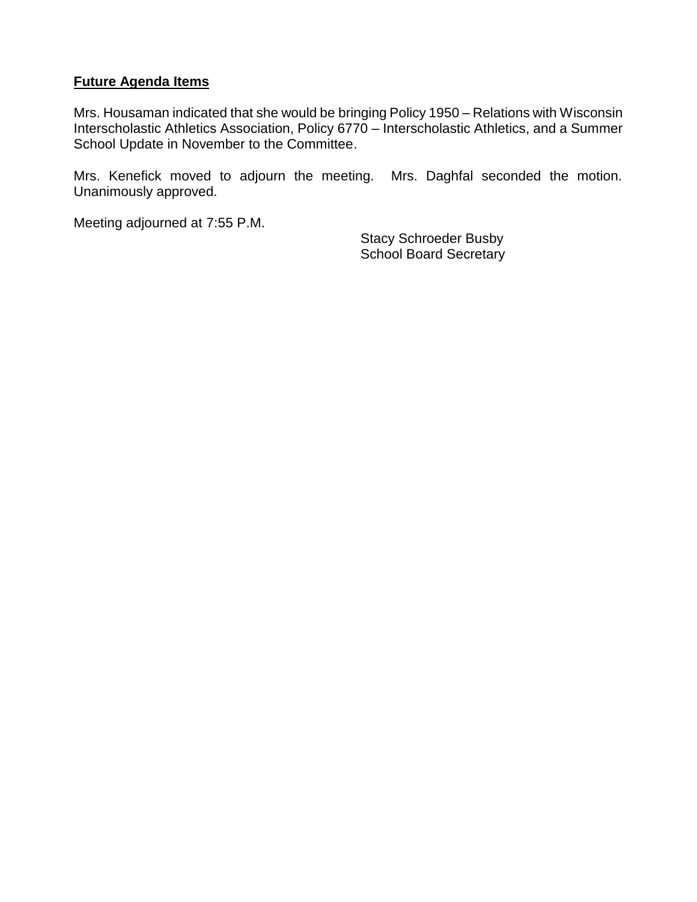**Future Agenda Items**

Mrs. Housaman indicated that she would be bringing Policy 1950 – Relations with Wisconsin Interscholastic Athletics Association, Policy 6770 – Interscholastic Athletics, and a Summer School Update in November to the Committee.

Mrs. Kenefick moved to adjourn the meeting. Mrs. Daghfal seconded the motion. Unanimously approved.

Meeting adjourned at 7:55 P.M.

Stacy Schroeder Busby
School Board Secretary